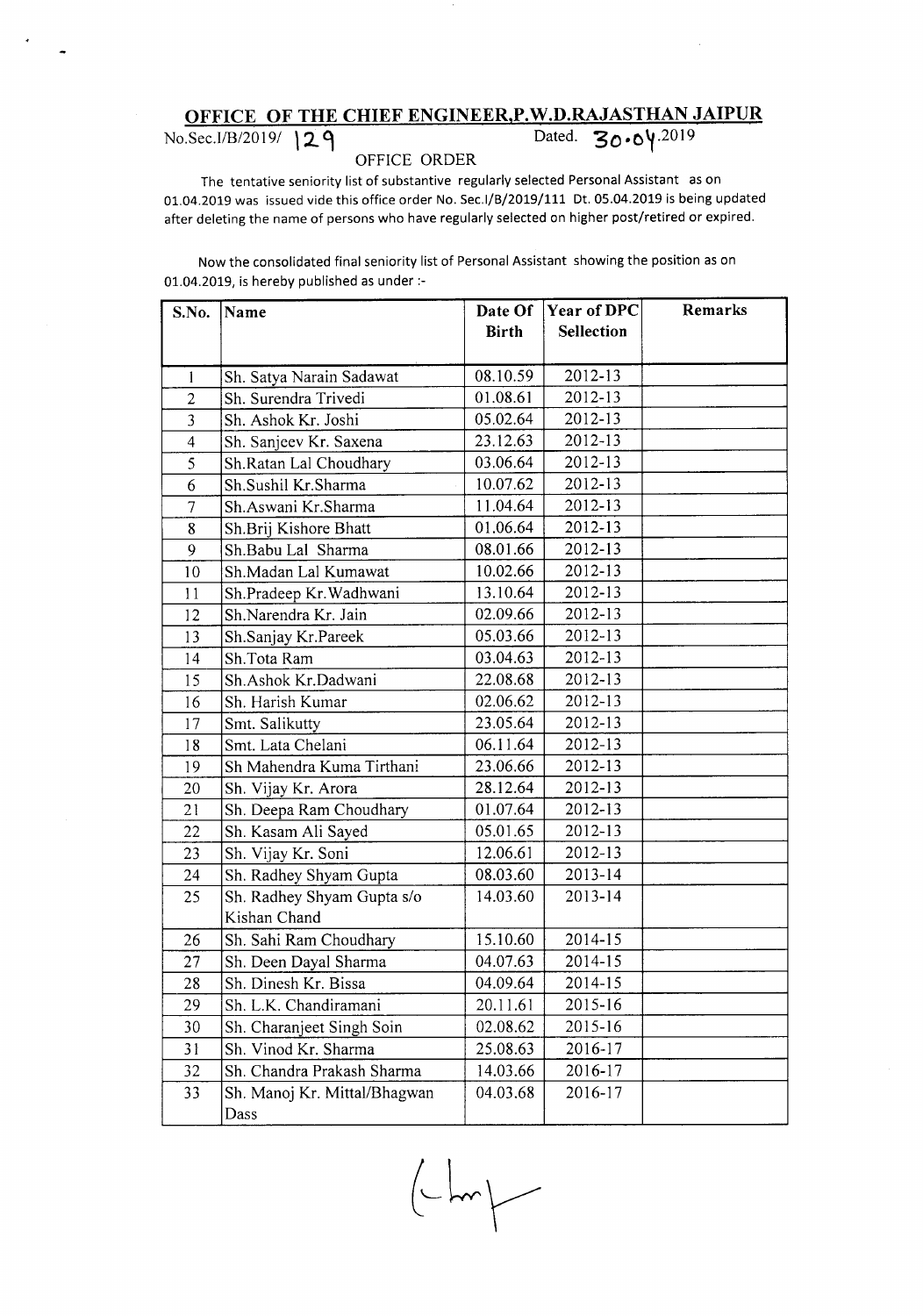# OFFICE OF THE CHIEF ENGINEER,P.W.D.RAJASTHAN JAIPUR

No.Sec.I/B/2019/ 129 Dated. 30.04.2019

OFFICE ORDER

The tentative seniority list of substantive regularly selected Personal Assistant as on 01.04.2019 was issued vide this office order No. Sec.I/B/2019/111 Dt. 05.04.2019 is being updated after deleting the name of persons who have regularly selected on higher post/retired or expired.

Now the consolidated final seniority list of Personal Assistant showing the position as on 01.04.2019, is hereby published as under :-

| S.No. | Name | Date Of Birth | Year of DPC Sellection | Remarks |
|---|---|---|---|---|
| 1 | Sh. Satya Narain Sadawat | 08.10.59 | 2012-13 | |
| 2 | Sh. Surendra Trivedi | 01.08.61 | 2012-13 | |
| 3 | Sh. Ashok Kr. Joshi | 05.02.64 | 2012-13 | |
| 4 | Sh. Sanjeev Kr. Saxena | 23.12.63 | 2012-13 | |
| 5 | Sh.Ratan Lal Choudhary | 03.06.64 | 2012-13 | |
| 6 | Sh.Sushil Kr.Sharma | 10.07.62 | 2012-13 | |
| 7 | Sh.Aswani Kr.Sharma | 11.04.64 | 2012-13 | |
| 8 | Sh.Brij Kishore Bhatt | 01.06.64 | 2012-13 | |
| 9 | Sh.Babu Lal Sharma | 08.01.66 | 2012-13 | |
| 10 | Sh.Madan Lal Kumawat | 10.02.66 | 2012-13 | |
| 11 | Sh.Pradeep Kr.Wadhwani | 13.10.64 | 2012-13 | |
| 12 | Sh.Narendra Kr. Jain | 02.09.66 | 2012-13 | |
| 13 | Sh.Sanjay Kr.Pareek | 05.03.66 | 2012-13 | |
| 14 | Sh.Tota Ram | 03.04.63 | 2012-13 | |
| 15 | Sh.Ashok Kr.Dadwani | 22.08.68 | 2012-13 | |
| 16 | Sh. Harish Kumar | 02.06.62 | 2012-13 | |
| 17 | Smt. Salikutty | 23.05.64 | 2012-13 | |
| 18 | Smt. Lata Chelani | 06.11.64 | 2012-13 | |
| 19 | Sh Mahendra Kuma Tirthani | 23.06.66 | 2012-13 | |
| 20 | Sh. Vijay Kr. Arora | 28.12.64 | 2012-13 | |
| 21 | Sh. Deepa Ram Choudhary | 01.07.64 | 2012-13 | |
| 22 | Sh. Kasam Ali Sayed | 05.01.65 | 2012-13 | |
| 23 | Sh. Vijay Kr. Soni | 12.06.61 | 2012-13 | |
| 24 | Sh. Radhey Shyam Gupta | 08.03.60 | 2013-14 | |
| 25 | Sh. Radhey Shyam Gupta s/o Kishan Chand | 14.03.60 | 2013-14 | |
| 26 | Sh. Sahi Ram Choudhary | 15.10.60 | 2014-15 | |
| 27 | Sh. Deen Dayal Sharma | 04.07.63 | 2014-15 | |
| 28 | Sh. Dinesh Kr. Bissa | 04.09.64 | 2014-15 | |
| 29 | Sh. L.K. Chandiramani | 20.11.61 | 2015-16 | |
| 30 | Sh. Charanjeet Singh Soin | 02.08.62 | 2015-16 | |
| 31 | Sh. Vinod Kr. Sharma | 25.08.63 | 2016-17 | |
| 32 | Sh. Chandra Prakash Sharma | 14.03.66 | 2016-17 | |
| 33 | Sh. Manoj Kr. Mittal/Bhagwan Dass | 04.03.68 | 2016-17 | |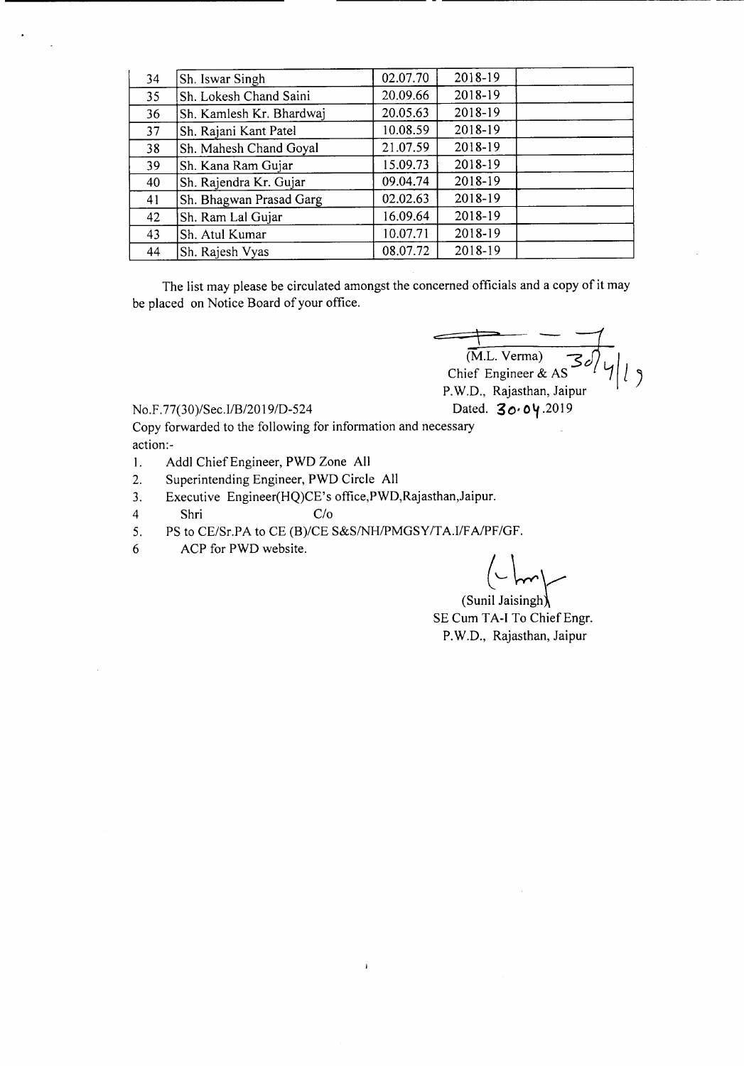| | | | | |
|---|---|---|---|---|
| 34 | Sh. Iswar Singh | 02.07.70 | 2018-19 | |
| 35 | Sh. Lokesh Chand Saini | 20.09.66 | 2018-19 | |
| 36 | Sh. Kamlesh Kr. Bhardwaj | 20.05.63 | 2018-19 | |
| 37 | Sh. Rajani Kant Patel | 10.08.59 | 2018-19 | |
| 38 | Sh. Mahesh Chand Goyal | 21.07.59 | 2018-19 | |
| 39 | Sh. Kana Ram Gujar | 15.09.73 | 2018-19 | |
| 40 | Sh. Rajendra Kr. Gujar | 09.04.74 | 2018-19 | |
| 41 | Sh. Bhagwan Prasad Garg | 02.02.63 | 2018-19 | |
| 42 | Sh. Ram Lal Gujar | 16.09.64 | 2018-19 | |
| 43 | Sh. Atul Kumar | 10.07.71 | 2018-19 | |
| 44 | Sh. Rajesh Vyas | 08.07.72 | 2018-19 | |

The list may please be circulated amongst the concerned officials and a copy of it may be placed on Notice Board of your office.

30/4/19

(M.L. Verma)
Chief Engineer & AS
P.W.D., Rajasthan, Jaipur

No.F.77(30)/Sec.I/B/2019/D-524 Dated. 30.04.2019

Copy forwarded to the following for information and necessary action:-

1. Addl Chief Engineer, PWD Zone All
2. Superintending Engineer, PWD Circle All
3. Executive Engineer(HQ)CE's office,PWD,Rajasthan,Jaipur.
4. Shri C/o
5. PS to CE/Sr.PA to CE (B)/CE S&S/NH/PMGSY/TA.I/FA/PF/GF.
6. ACP for PWD website.

(Sunil Jaisingh)
SE Cum TA-I To Chief Engr.
P.W.D., Rajasthan, Jaipur